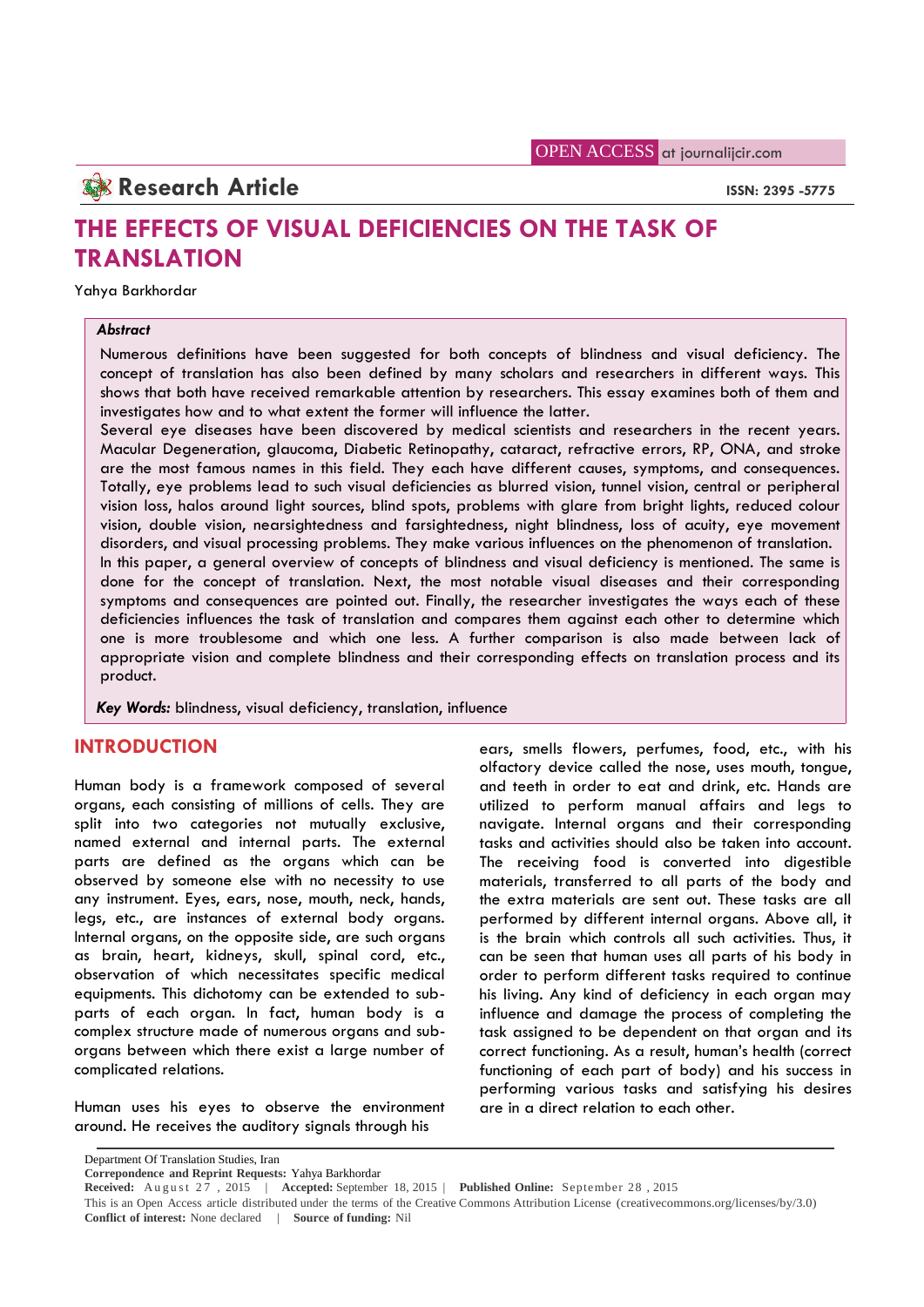**Research Article**

# THE EFFECTS OF VISUAL DEFICIENCIES ON THE TASK OF TRANSLATION

Yahya Barkhordar

***Abstract***

Numerous definitions have been suggested for both concepts of blindness and visual deficiency. The concept of translation has also been defined by many scholars and researchers in different ways. This shows that both have received remarkable attention by researchers. This essay examines both of them and investigates how and to what extent the former will influence the latter.

Several eye diseases have been discovered by medical scientists and researchers in the recent years. Macular Degeneration, glaucoma, Diabetic Retinopathy, cataract, refractive errors, RP, ONA, and stroke are the most famous names in this field. They each have different causes, symptoms, and consequences. Totally, eye problems lead to such visual deficiencies as blurred vision, tunnel vision, central or peripheral vision loss, halos around light sources, blind spots, problems with glare from bright lights, reduced colour vision, double vision, nearsightedness and farsightedness, night blindness, loss of acuity, eye movement disorders, and visual processing problems. They make various influences on the phenomenon of translation.

In this paper, a general overview of concepts of blindness and visual deficiency is mentioned. The same is done for the concept of translation. Next, the most notable visual diseases and their corresponding symptoms and consequences are pointed out. Finally, the researcher investigates the ways each of these deficiencies influences the task of translation and compares them against each other to determine which one is more troublesome and which one less. A further comparison is also made between lack of appropriate vision and complete blindness and their corresponding effects on translation process and its product.

***Key Words:*** blindness, visual deficiency, translation, influence

## INTRODUCTION

Human body is a framework composed of several organs, each consisting of millions of cells. They are split into two categories not mutually exclusive, named external and internal parts. The external parts are defined as the organs which can be observed by someone else with no necessity to use any instrument. Eyes, ears, nose, mouth, neck, hands, legs, etc., are instances of external body organs. Internal organs, on the opposite side, are such organs as brain, heart, kidneys, skull, spinal cord, etc., observation of which necessitates specific medical equipments. This dichotomy can be extended to sub-parts of each organ. In fact, human body is a complex structure made of numerous organs and sub-organs between which there exist a large number of complicated relations.

Human uses his eyes to observe the environment around. He receives the auditory signals through his ears, smells flowers, perfumes, food, etc., with his olfactory device called the nose, uses mouth, tongue, and teeth in order to eat and drink, etc. Hands are utilized to perform manual affairs and legs to navigate. Internal organs and their corresponding tasks and activities should also be taken into account. The receiving food is converted into digestible materials, transferred to all parts of the body and the extra materials are sent out. These tasks are all performed by different internal organs. Above all, it is the brain which controls all such activities. Thus, it can be seen that human uses all parts of his body in order to perform different tasks required to continue his living. Any kind of deficiency in each organ may influence and damage the process of completing the task assigned to be dependent on that organ and its correct functioning. As a result, human's health (correct functioning of each part of body) and his success in performing various tasks and satisfying his desires are in a direct relation to each other.

Department Of Translation Studies, Iran

**Correspondence and Reprint Requests:** Yahya Barkhordar

**Received:** August 27, 2015 | **Accepted:** September 18, 2015 | **Published Online:** September 28, 2015

This is an Open Access article distributed under the terms of the Creative Commons Attribution License (creativecommons.org/licenses/by/3.0)

**Conflict of interest:** None declared | **Source of funding:** Nil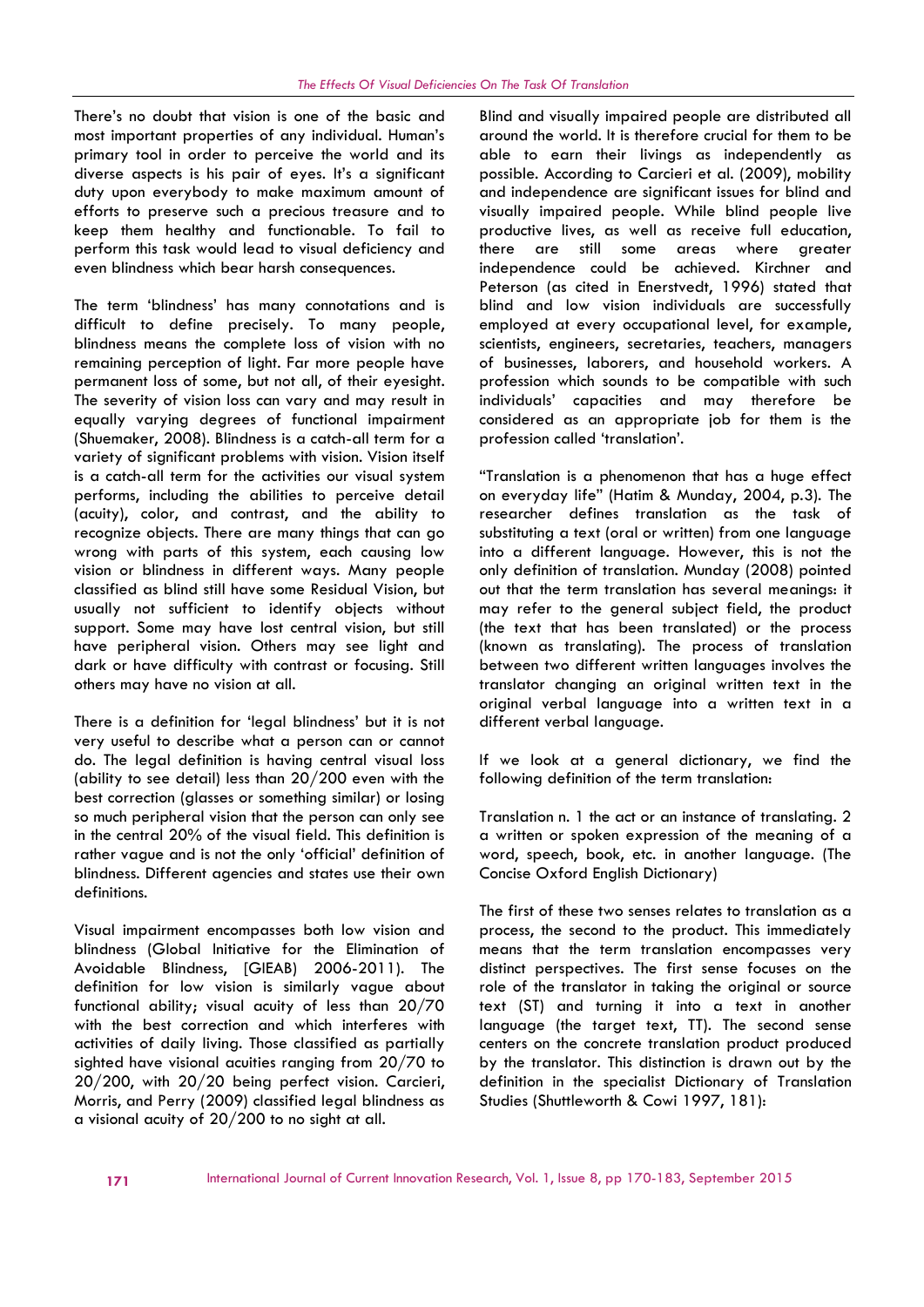There's no doubt that vision is one of the basic and most important properties of any individual. Human's primary tool in order to perceive the world and its diverse aspects is his pair of eyes. It's a significant duty upon everybody to make maximum amount of efforts to preserve such a precious treasure and to keep them healthy and functionable. To fail to perform this task would lead to visual deficiency and even blindness which bear harsh consequences.

The term 'blindness' has many connotations and is difficult to define precisely. To many people, blindness means the complete loss of vision with no remaining perception of light. Far more people have permanent loss of some, but not all, of their eyesight. The severity of vision loss can vary and may result in equally varying degrees of functional impairment (Shuemaker, 2008). Blindness is a catch-all term for a variety of significant problems with vision. Vision itself is a catch-all term for the activities our visual system performs, including the abilities to perceive detail (acuity), color, and contrast, and the ability to recognize objects. There are many things that can go wrong with parts of this system, each causing low vision or blindness in different ways. Many people classified as blind still have some Residual Vision, but usually not sufficient to identify objects without support. Some may have lost central vision, but still have peripheral vision. Others may see light and dark or have difficulty with contrast or focusing. Still others may have no vision at all.

There is a definition for 'legal blindness' but it is not very useful to describe what a person can or cannot do. The legal definition is having central visual loss (ability to see detail) less than 20/200 even with the best correction (glasses or something similar) or losing so much peripheral vision that the person can only see in the central 20% of the visual field. This definition is rather vague and is not the only 'official' definition of blindness. Different agencies and states use their own definitions.

Visual impairment encompasses both low vision and blindness (Global Initiative for the Elimination of Avoidable Blindness, [GIEAB] 2006-2011). The definition for low vision is similarly vague about functional ability; visual acuity of less than 20/70 with the best correction and which interferes with activities of daily living. Those classified as partially sighted have visional acuities ranging from 20/70 to 20/200, with 20/20 being perfect vision. Carcieri, Morris, and Perry (2009) classified legal blindness as a visional acuity of 20/200 to no sight at all.

Blind and visually impaired people are distributed all around the world. It is therefore crucial for them to be able to earn their livings as independently as possible. According to Carcieri et al. (2009), mobility and independence are significant issues for blind and visually impaired people. While blind people live productive lives, as well as receive full education, there are still some areas where greater independence could be achieved. Kirchner and Peterson (as cited in Enerstvedt, 1996) stated that blind and low vision individuals are successfully employed at every occupational level, for example, scientists, engineers, secretaries, teachers, managers of businesses, laborers, and household workers. A profession which sounds to be compatible with such individuals' capacities and may therefore be considered as an appropriate job for them is the profession called 'translation'.

"Translation is a phenomenon that has a huge effect on everyday life" (Hatim & Munday, 2004, p.3). The researcher defines translation as the task of substituting a text (oral or written) from one language into a different language. However, this is not the only definition of translation. Munday (2008) pointed out that the term translation has several meanings: it may refer to the general subject field, the product (the text that has been translated) or the process (known as translating). The process of translation between two different written languages involves the translator changing an original written text in the original verbal language into a written text in a different verbal language.

If we look at a general dictionary, we find the following definition of the term translation:

Translation n. 1 the act or an instance of translating. 2 a written or spoken expression of the meaning of a word, speech, book, etc. in another language. (The Concise Oxford English Dictionary)

The first of these two senses relates to translation as a process, the second to the product. This immediately means that the term translation encompasses very distinct perspectives. The first sense focuses on the role of the translator in taking the original or source text (ST) and turning it into a text in another language (the target text, TT). The second sense centers on the concrete translation product produced by the translator. This distinction is drawn out by the definition in the specialist Dictionary of Translation Studies (Shuttleworth & Cowi 1997, 181):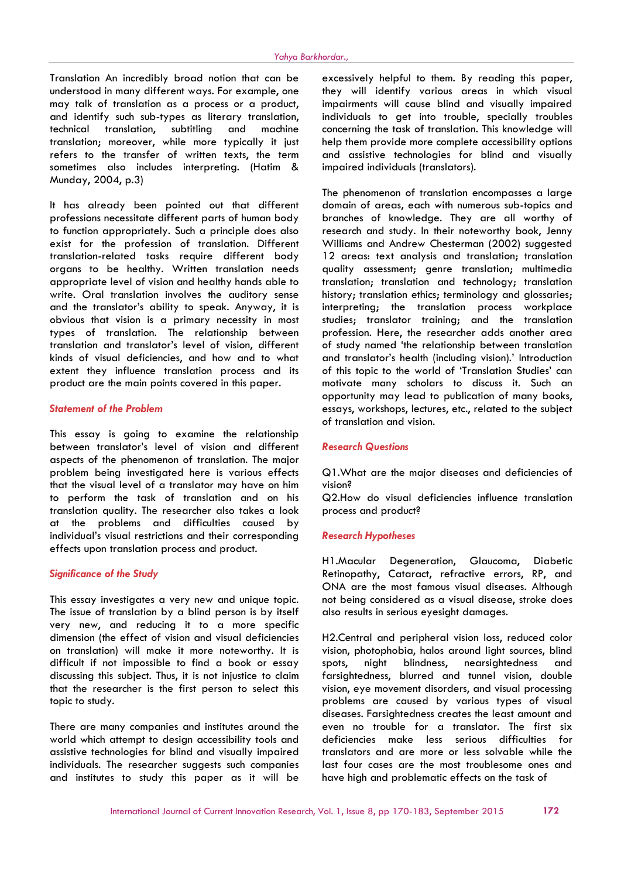Translation An incredibly broad notion that can be understood in many different ways. For example, one may talk of translation as a process or a product, and identify such sub-types as literary translation, technical translation, subtitling and machine translation; moreover, while more typically it just refers to the transfer of written texts, the term sometimes also includes interpreting. (Hatim & Munday, 2004, p.3)

It has already been pointed out that different professions necessitate different parts of human body to function appropriately. Such a principle does also exist for the profession of translation. Different translation-related tasks require different body organs to be healthy. Written translation needs appropriate level of vision and healthy hands able to write. Oral translation involves the auditory sense and the translator's ability to speak. Anyway, it is obvious that vision is a primary necessity in most types of translation. The relationship between translation and translator's level of vision, different kinds of visual deficiencies, and how and to what extent they influence translation process and its product are the main points covered in this paper.

### Statement of the Problem

This essay is going to examine the relationship between translator's level of vision and different aspects of the phenomenon of translation. The major problem being investigated here is various effects that the visual level of a translator may have on him to perform the task of translation and on his translation quality. The researcher also takes a look at the problems and difficulties caused by individual's visual restrictions and their corresponding effects upon translation process and product.

### Significance of the Study

This essay investigates a very new and unique topic. The issue of translation by a blind person is by itself very new, and reducing it to a more specific dimension (the effect of vision and visual deficiencies on translation) will make it more noteworthy. It is difficult if not impossible to find a book or essay discussing this subject. Thus, it is not injustice to claim that the researcher is the first person to select this topic to study.

There are many companies and institutes around the world which attempt to design accessibility tools and assistive technologies for blind and visually impaired individuals. The researcher suggests such companies and institutes to study this paper as it will be excessively helpful to them. By reading this paper, they will identify various areas in which visual impairments will cause blind and visually impaired individuals to get into trouble, specially troubles concerning the task of translation. This knowledge will help them provide more complete accessibility options and assistive technologies for blind and visually impaired individuals (translators).

The phenomenon of translation encompasses a large domain of areas, each with numerous sub-topics and branches of knowledge. They are all worthy of research and study. In their noteworthy book, Jenny Williams and Andrew Chesterman (2002) suggested 12 areas: text analysis and translation; translation quality assessment; genre translation; multimedia translation; translation and technology; translation history; translation ethics; terminology and glossaries; interpreting; the translation process workplace studies; translator training; and the translation profession. Here, the researcher adds another area of study named 'the relationship between translation and translator's health (including vision).' Introduction of this topic to the world of 'Translation Studies' can motivate many scholars to discuss it. Such an opportunity may lead to publication of many books, essays, workshops, lectures, etc., related to the subject of translation and vision.

### Research Questions

Q1.What are the major diseases and deficiencies of vision?

Q2.How do visual deficiencies influence translation process and product?

### Research Hypotheses

H1.Macular Degeneration, Glaucoma, Diabetic Retinopathy, Cataract, refractive errors, RP, and ONA are the most famous visual diseases. Although not being considered as a visual disease, stroke does also results in serious eyesight damages.

H2.Central and peripheral vision loss, reduced color vision, photophobia, halos around light sources, blind spots, night blindness, nearsightedness and farsightedness, blurred and tunnel vision, double vision, eye movement disorders, and visual processing problems are caused by various types of visual diseases. Farsightedness creates the least amount and even no trouble for a translator. The first six deficiencies make less serious difficulties for translators and are more or less solvable while the last four cases are the most troublesome ones and have high and problematic effects on the task of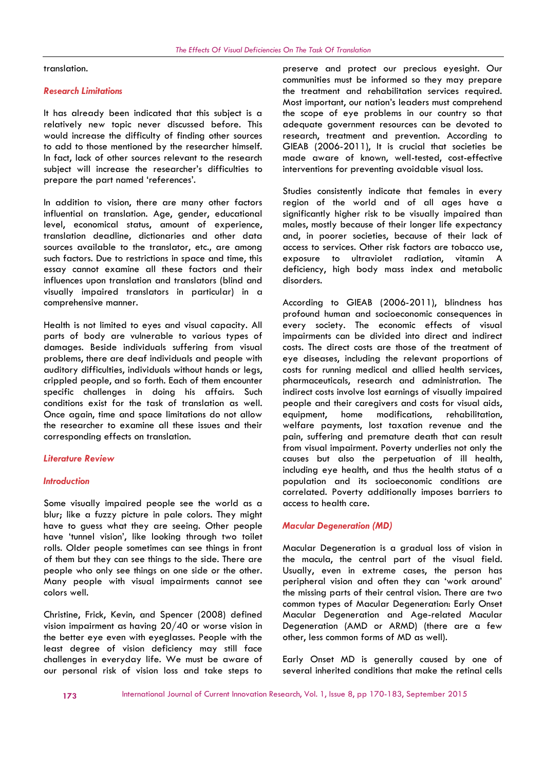translation.

### Research Limitations

It has already been indicated that this subject is a relatively new topic never discussed before. This would increase the difficulty of finding other sources to add to those mentioned by the researcher himself. In fact, lack of other sources relevant to the research subject will increase the researcher's difficulties to prepare the part named 'references'.

In addition to vision, there are many other factors influential on translation. Age, gender, educational level, economical status, amount of experience, translation deadline, dictionaries and other data sources available to the translator, etc., are among such factors. Due to restrictions in space and time, this essay cannot examine all these factors and their influences upon translation and translators (blind and visually impaired translators in particular) in a comprehensive manner.

Health is not limited to eyes and visual capacity. All parts of body are vulnerable to various types of damages. Beside individuals suffering from visual problems, there are deaf individuals and people with auditory difficulties, individuals without hands or legs, crippled people, and so forth. Each of them encounter specific challenges in doing his affairs. Such conditions exist for the task of translation as well. Once again, time and space limitations do not allow the researcher to examine all these issues and their corresponding effects on translation.

## Literature Review

### Introduction

Some visually impaired people see the world as a blur; like a fuzzy picture in pale colors. They might have to guess what they are seeing. Other people have 'tunnel vision', like looking through two toilet rolls. Older people sometimes can see things in front of them but they can see things to the side. There are people who only see things on one side or the other. Many people with visual impairments cannot see colors well.

Christine, Frick, Kevin, and Spencer (2008) defined vision impairment as having 20/40 or worse vision in the better eye even with eyeglasses. People with the least degree of vision deficiency may still face challenges in everyday life. We must be aware of our personal risk of vision loss and take steps to preserve and protect our precious eyesight. Our communities must be informed so they may prepare the treatment and rehabilitation services required. Most important, our nation's leaders must comprehend the scope of eye problems in our country so that adequate government resources can be devoted to research, treatment and prevention. According to GIEAB (2006-2011), It is crucial that societies be made aware of known, well-tested, cost-effective interventions for preventing avoidable visual loss.

Studies consistently indicate that females in every region of the world and of all ages have a significantly higher risk to be visually impaired than males, mostly because of their longer life expectancy and, in poorer societies, because of their lack of access to services. Other risk factors are tobacco use, exposure to ultraviolet radiation, vitamin A deficiency, high body mass index and metabolic disorders.

According to GIEAB (2006-2011), blindness has profound human and socioeconomic consequences in every society. The economic effects of visual impairments can be divided into direct and indirect costs. The direct costs are those of the treatment of eye diseases, including the relevant proportions of costs for running medical and allied health services, pharmaceuticals, research and administration. The indirect costs involve lost earnings of visually impaired people and their caregivers and costs for visual aids, equipment, home modifications, rehabilitation, welfare payments, lost taxation revenue and the pain, suffering and premature death that can result from visual impairment. Poverty underlies not only the causes but also the perpetuation of ill health, including eye health, and thus the health status of a population and its socioeconomic conditions are correlated. Poverty additionally imposes barriers to access to health care.

### Macular Degeneration (MD)

Macular Degeneration is a gradual loss of vision in the macula, the central part of the visual field. Usually, even in extreme cases, the person has peripheral vision and often they can 'work around' the missing parts of their central vision. There are two common types of Macular Degeneration: Early Onset Macular Degeneration and Age-related Macular Degeneration (AMD or ARMD) (there are a few other, less common forms of MD as well).

Early Onset MD is generally caused by one of several inherited conditions that make the retinal cells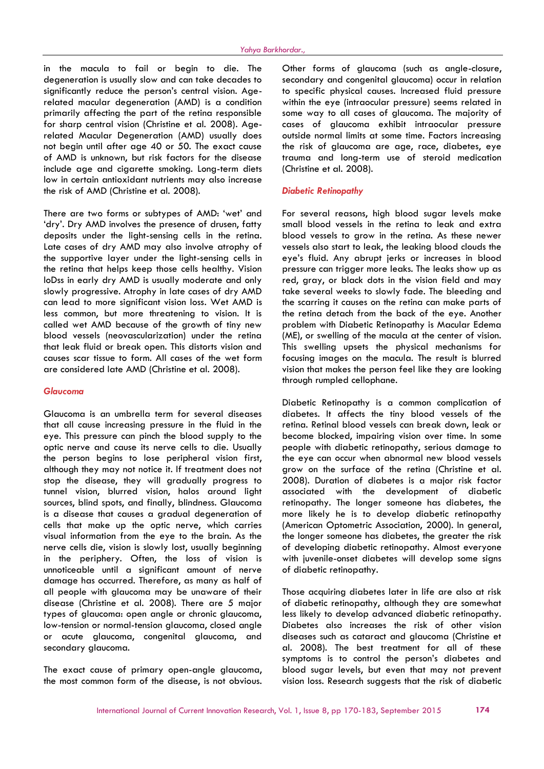in the macula to fail or begin to die. The degeneration is usually slow and can take decades to significantly reduce the person's central vision. Age-related macular degeneration (AMD) is a condition primarily affecting the part of the retina responsible for sharp central vision (Christine et al. 2008). Age-related Macular Degeneration (AMD) usually does not begin until after age 40 or 50. The exact cause of AMD is unknown, but risk factors for the disease include age and cigarette smoking. Long-term diets low in certain antioxidant nutrients may also increase the risk of AMD (Christine et al. 2008).

There are two forms or subtypes of AMD: 'wet' and 'dry'. Dry AMD involves the presence of drusen, fatty deposits under the light-sensing cells in the retina. Late cases of dry AMD may also involve atrophy of the supportive layer under the light-sensing cells in the retina that helps keep those cells healthy. Vision loDss in early dry AMD is usually moderate and only slowly progressive. Atrophy in late cases of dry AMD can lead to more significant vision loss. Wet AMD is less common, but more threatening to vision. It is called wet AMD because of the growth of tiny new blood vessels (neovascularization) under the retina that leak fluid or break open. This distorts vision and causes scar tissue to form. All cases of the wet form are considered late AMD (Christine et al. 2008).

### *Glaucoma*

Glaucoma is an umbrella term for several diseases that all cause increasing pressure in the fluid in the eye. This pressure can pinch the blood supply to the optic nerve and cause its nerve cells to die. Usually the person begins to lose peripheral vision first, although they may not notice it. If treatment does not stop the disease, they will gradually progress to tunnel vision, blurred vision, halos around light sources, blind spots, and finally, blindness. Glaucoma is a disease that causes a gradual degeneration of cells that make up the optic nerve, which carries visual information from the eye to the brain. As the nerve cells die, vision is slowly lost, usually beginning in the periphery. Often, the loss of vision is unnoticeable until a significant amount of nerve damage has occurred. Therefore, as many as half of all people with glaucoma may be unaware of their disease (Christine et al. 2008). There are 5 major types of glaucoma: open angle or chronic glaucoma, low-tension or normal-tension glaucoma, closed angle or acute glaucoma, congenital glaucoma, and secondary glaucoma.

The exact cause of primary open-angle glaucoma, the most common form of the disease, is not obvious. Other forms of glaucoma (such as angle-closure, secondary and congenital glaucoma) occur in relation to specific physical causes. Increased fluid pressure within the eye (intraocular pressure) seems related in some way to all cases of glaucoma. The majority of cases of glaucoma exhibit intraocular pressure outside normal limits at some time. Factors increasing the risk of glaucoma are age, race, diabetes, eye trauma and long-term use of steroid medication (Christine et al. 2008).

### *Diabetic Retinopathy*

For several reasons, high blood sugar levels make small blood vessels in the retina to leak and extra blood vessels to grow in the retina. As these newer vessels also start to leak, the leaking blood clouds the eye's fluid. Any abrupt jerks or increases in blood pressure can trigger more leaks. The leaks show up as red, gray, or black dots in the vision field and may take several weeks to slowly fade. The bleeding and the scarring it causes on the retina can make parts of the retina detach from the back of the eye. Another problem with Diabetic Retinopathy is Macular Edema (ME), or swelling of the macula at the center of vision. This swelling upsets the physical mechanisms for focusing images on the macula. The result is blurred vision that makes the person feel like they are looking through rumpled cellophane.

Diabetic Retinopathy is a common complication of diabetes. It affects the tiny blood vessels of the retina. Retinal blood vessels can break down, leak or become blocked, impairing vision over time. In some people with diabetic retinopathy, serious damage to the eye can occur when abnormal new blood vessels grow on the surface of the retina (Christine et al. 2008). Duration of diabetes is a major risk factor associated with the development of diabetic retinopathy. The longer someone has diabetes, the more likely he is to develop diabetic retinopathy (American Optometric Association, 2000). In general, the longer someone has diabetes, the greater the risk of developing diabetic retinopathy. Almost everyone with juvenile-onset diabetes will develop some signs of diabetic retinopathy.

Those acquiring diabetes later in life are also at risk of diabetic retinopathy, although they are somewhat less likely to develop advanced diabetic retinopathy. Diabetes also increases the risk of other vision diseases such as cataract and glaucoma (Christine et al. 2008). The best treatment for all of these symptoms is to control the person's diabetes and blood sugar levels, but even that may not prevent vision loss. Research suggests that the risk of diabetic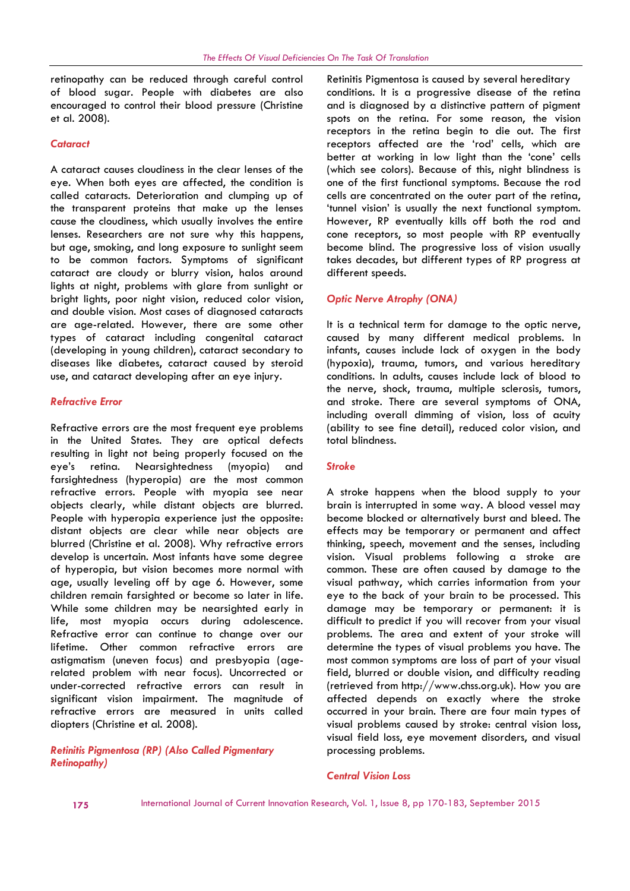retinopathy can be reduced through careful control of blood sugar. People with diabetes are also encouraged to control their blood pressure (Christine et al. 2008).

### *Cataract*

A cataract causes cloudiness in the clear lenses of the eye. When both eyes are affected, the condition is called cataracts. Deterioration and clumping up of the transparent proteins that make up the lenses cause the cloudiness, which usually involves the entire lenses. Researchers are not sure why this happens, but age, smoking, and long exposure to sunlight seem to be common factors. Symptoms of significant cataract are cloudy or blurry vision, halos around lights at night, problems with glare from sunlight or bright lights, poor night vision, reduced color vision, and double vision. Most cases of diagnosed cataracts are age-related. However, there are some other types of cataract including congenital cataract (developing in young children), cataract secondary to diseases like diabetes, cataract caused by steroid use, and cataract developing after an eye injury.

### *Refractive Error*

Refractive errors are the most frequent eye problems in the United States. They are optical defects resulting in light not being properly focused on the eye's retina. Nearsightedness (myopia) and farsightedness (hyperopia) are the most common refractive errors. People with myopia see near objects clearly, while distant objects are blurred. People with hyperopia experience just the opposite: distant objects are clear while near objects are blurred (Christine et al. 2008). Why refractive errors develop is uncertain. Most infants have some degree of hyperopia, but vision becomes more normal with age, usually leveling off by age 6. However, some children remain farsighted or become so later in life. While some children may be nearsighted early in life, most myopia occurs during adolescence. Refractive error can continue to change over our lifetime. Other common refractive errors are astigmatism (uneven focus) and presbyopia (age-related problem with near focus). Uncorrected or under-corrected refractive errors can result in significant vision impairment. The magnitude of refractive errors are measured in units called diopters (Christine et al. 2008).

### *Retinitis Pigmentosa (RP) (Also Called Pigmentary Retinopathy)*

Retinitis Pigmentosa is caused by several hereditary conditions. It is a progressive disease of the retina and is diagnosed by a distinctive pattern of pigment spots on the retina. For some reason, the vision receptors in the retina begin to die out. The first receptors affected are the 'rod' cells, which are better at working in low light than the 'cone' cells (which see colors). Because of this, night blindness is one of the first functional symptoms. Because the rod cells are concentrated on the outer part of the retina, 'tunnel vision' is usually the next functional symptom. However, RP eventually kills off both the rod and cone receptors, so most people with RP eventually become blind. The progressive loss of vision usually takes decades, but different types of RP progress at different speeds.

### *Optic Nerve Atrophy (ONA)*

It is a technical term for damage to the optic nerve, caused by many different medical problems. In infants, causes include lack of oxygen in the body (hypoxia), trauma, tumors, and various hereditary conditions. In adults, causes include lack of blood to the nerve, shock, trauma, multiple sclerosis, tumors, and stroke. There are several symptoms of ONA, including overall dimming of vision, loss of acuity (ability to see fine detail), reduced color vision, and total blindness.

### *Stroke*

A stroke happens when the blood supply to your brain is interrupted in some way. A blood vessel may become blocked or alternatively burst and bleed. The effects may be temporary or permanent and affect thinking, speech, movement and the senses, including vision. Visual problems following a stroke are common. These are often caused by damage to the visual pathway, which carries information from your eye to the back of your brain to be processed. This damage may be temporary or permanent: it is difficult to predict if you will recover from your visual problems. The area and extent of your stroke will determine the types of visual problems you have. The most common symptoms are loss of part of your visual field, blurred or double vision, and difficulty reading (retrieved from http://www.chss.org.uk). How you are affected depends on exactly where the stroke occurred in your brain. There are four main types of visual problems caused by stroke: central vision loss, visual field loss, eye movement disorders, and visual processing problems.

### *Central Vision Loss*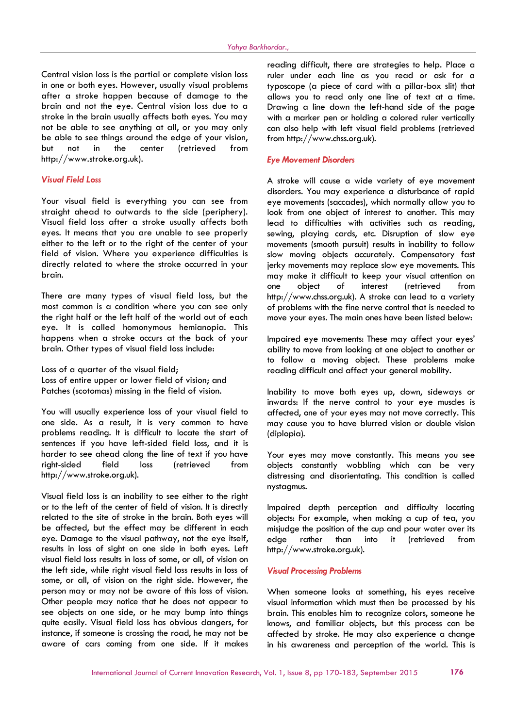Central vision loss is the partial or complete vision loss in one or both eyes. However, usually visual problems after a stroke happen because of damage to the brain and not the eye. Central vision loss due to a stroke in the brain usually affects both eyes. You may not be able to see anything at all, or you may only be able to see things around the edge of your vision, but not in the center (retrieved from http://www.stroke.org.uk).

### *Visual Field Loss*

Your visual field is everything you can see from straight ahead to outwards to the side (periphery). Visual field loss after a stroke usually affects both eyes. It means that you are unable to see properly either to the left or to the right of the center of your field of vision. Where you experience difficulties is directly related to where the stroke occurred in your brain.

There are many types of visual field loss, but the most common is a condition where you can see only the right half or the left half of the world out of each eye. It is called homonymous hemianopia. This happens when a stroke occurs at the back of your brain. Other types of visual field loss include:

Loss of a quarter of the visual field;
Loss of entire upper or lower field of vision; and
Patches (scotomas) missing in the field of vision.

You will usually experience loss of your visual field to one side. As a result, it is very common to have problems reading. It is difficult to locate the start of sentences if you have left-sided field loss, and it is harder to see ahead along the line of text if you have right-sided field loss (retrieved from http://www.stroke.org.uk).

Visual field loss is an inability to see either to the right or to the left of the center of field of vision. It is directly related to the site of stroke in the brain. Both eyes will be affected, but the effect may be different in each eye. Damage to the visual pathway, not the eye itself, results in loss of sight on one side in both eyes. Left visual field loss results in loss of some, or all, of vision on the left side, while right visual field loss results in loss of some, or all, of vision on the right side. However, the person may or may not be aware of this loss of vision. Other people may notice that he does not appear to see objects on one side, or he may bump into things quite easily. Visual field loss has obvious dangers, for instance, if someone is crossing the road, he may not be aware of cars coming from one side. If it makes reading difficult, there are strategies to help. Place a ruler under each line as you read or ask for a typoscope (a piece of card with a pillar-box slit) that allows you to read only one line of text at a time. Drawing a line down the left-hand side of the page with a marker pen or holding a colored ruler vertically can also help with left visual field problems (retrieved from http://www.chss.org.uk).

### *Eye Movement Disorders*

A stroke will cause a wide variety of eye movement disorders. You may experience a disturbance of rapid eye movements (saccades), which normally allow you to look from one object of interest to another. This may lead to difficulties with activities such as reading, sewing, playing cards, etc. Disruption of slow eye movements (smooth pursuit) results in inability to follow slow moving objects accurately. Compensatory fast jerky movements may replace slow eye movements. This may make it difficult to keep your visual attention on one object of interest (retrieved from http://www.chss.org.uk). A stroke can lead to a variety of problems with the fine nerve control that is needed to move your eyes. The main ones have been listed below:

Impaired eye movements: These may affect your eyes' ability to move from looking at one object to another or to follow a moving object. These problems make reading difficult and affect your general mobility.

Inability to move both eyes up, down, sideways or inwards: If the nerve control to your eye muscles is affected, one of your eyes may not move correctly. This may cause you to have blurred vision or double vision (diplopia).

Your eyes may move constantly. This means you see objects constantly wobbling which can be very distressing and disorientating. This condition is called nystagmus.

Impaired depth perception and difficulty locating objects: For example, when making a cup of tea, you misjudge the position of the cup and pour water over its edge rather than into it (retrieved from http://www.stroke.org.uk).

### *Visual Processing Problems*

When someone looks at something, his eyes receive visual information which must then be processed by his brain. This enables him to recognize colors, someone he knows, and familiar objects, but this process can be affected by stroke. He may also experience a change in his awareness and perception of the world. This is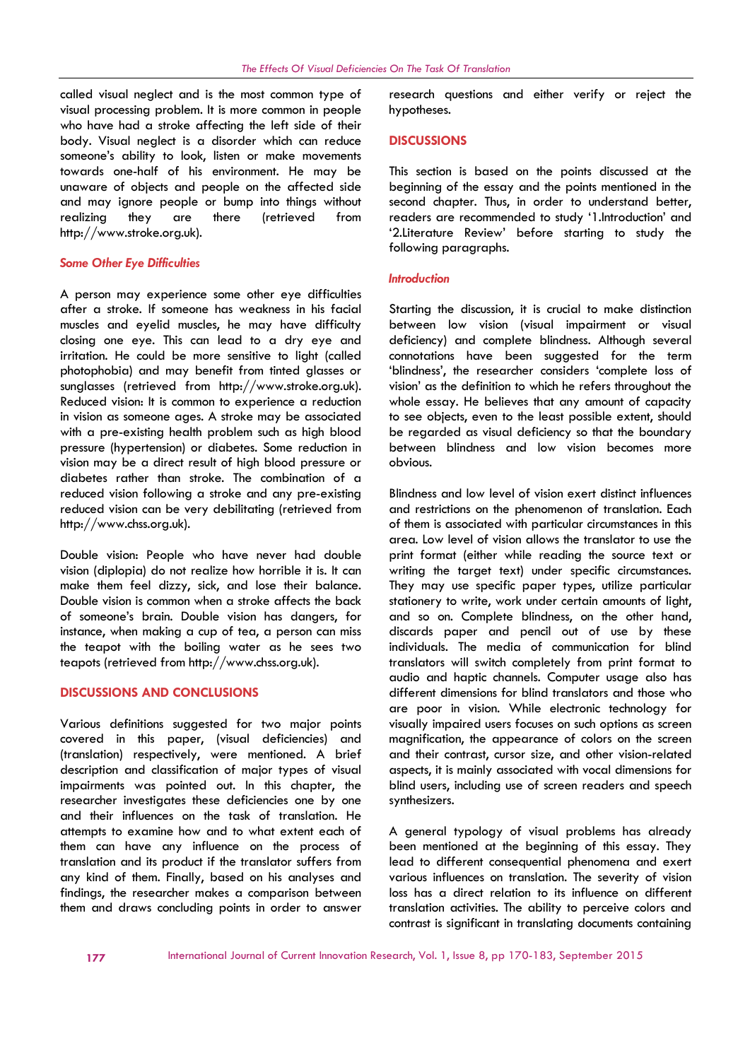called visual neglect and is the most common type of visual processing problem. It is more common in people who have had a stroke affecting the left side of their body. Visual neglect is a disorder which can reduce someone's ability to look, listen or make movements towards one-half of his environment. He may be unaware of objects and people on the affected side and may ignore people or bump into things without realizing they are there (retrieved from http://www.stroke.org.uk).

### *Some Other Eye Difficulties*

A person may experience some other eye difficulties after a stroke. If someone has weakness in his facial muscles and eyelid muscles, he may have difficulty closing one eye. This can lead to a dry eye and irritation. He could be more sensitive to light (called photophobia) and may benefit from tinted glasses or sunglasses (retrieved from http://www.stroke.org.uk). Reduced vision: It is common to experience a reduction in vision as someone ages. A stroke may be associated with a pre-existing health problem such as high blood pressure (hypertension) or diabetes. Some reduction in vision may be a direct result of high blood pressure or diabetes rather than stroke. The combination of a reduced vision following a stroke and any pre-existing reduced vision can be very debilitating (retrieved from http://www.chss.org.uk).

Double vision: People who have never had double vision (diplopia) do not realize how horrible it is. It can make them feel dizzy, sick, and lose their balance. Double vision is common when a stroke affects the back of someone's brain. Double vision has dangers, for instance, when making a cup of tea, a person can miss the teapot with the boiling water as he sees two teapots (retrieved from http://www.chss.org.uk).

## DISCUSSIONS AND CONCLUSIONS

Various definitions suggested for two major points covered in this paper, (visual deficiencies) and (translation) respectively, were mentioned. A brief description and classification of major types of visual impairments was pointed out. In this chapter, the researcher investigates these deficiencies one by one and their influences on the task of translation. He attempts to examine how and to what extent each of them can have any influence on the process of translation and its product if the translator suffers from any kind of them. Finally, based on his analyses and findings, the researcher makes a comparison between them and draws concluding points in order to answer research questions and either verify or reject the hypotheses.

## DISCUSSIONS

This section is based on the points discussed at the beginning of the essay and the points mentioned in the second chapter. Thus, in order to understand better, readers are recommended to study '1.Introduction' and '2.Literature Review' before starting to study the following paragraphs.

### *Introduction*

Starting the discussion, it is crucial to make distinction between low vision (visual impairment or visual deficiency) and complete blindness. Although several connotations have been suggested for the term 'blindness', the researcher considers 'complete loss of vision' as the definition to which he refers throughout the whole essay. He believes that any amount of capacity to see objects, even to the least possible extent, should be regarded as visual deficiency so that the boundary between blindness and low vision becomes more obvious.

Blindness and low level of vision exert distinct influences and restrictions on the phenomenon of translation. Each of them is associated with particular circumstances in this area. Low level of vision allows the translator to use the print format (either while reading the source text or writing the target text) under specific circumstances. They may use specific paper types, utilize particular stationery to write, work under certain amounts of light, and so on. Complete blindness, on the other hand, discards paper and pencil out of use by these individuals. The media of communication for blind translators will switch completely from print format to audio and haptic channels. Computer usage also has different dimensions for blind translators and those who are poor in vision. While electronic technology for visually impaired users focuses on such options as screen magnification, the appearance of colors on the screen and their contrast, cursor size, and other vision-related aspects, it is mainly associated with vocal dimensions for blind users, including use of screen readers and speech synthesizers.

A general typology of visual problems has already been mentioned at the beginning of this essay. They lead to different consequential phenomena and exert various influences on translation. The severity of vision loss has a direct relation to its influence on different translation activities. The ability to perceive colors and contrast is significant in translating documents containing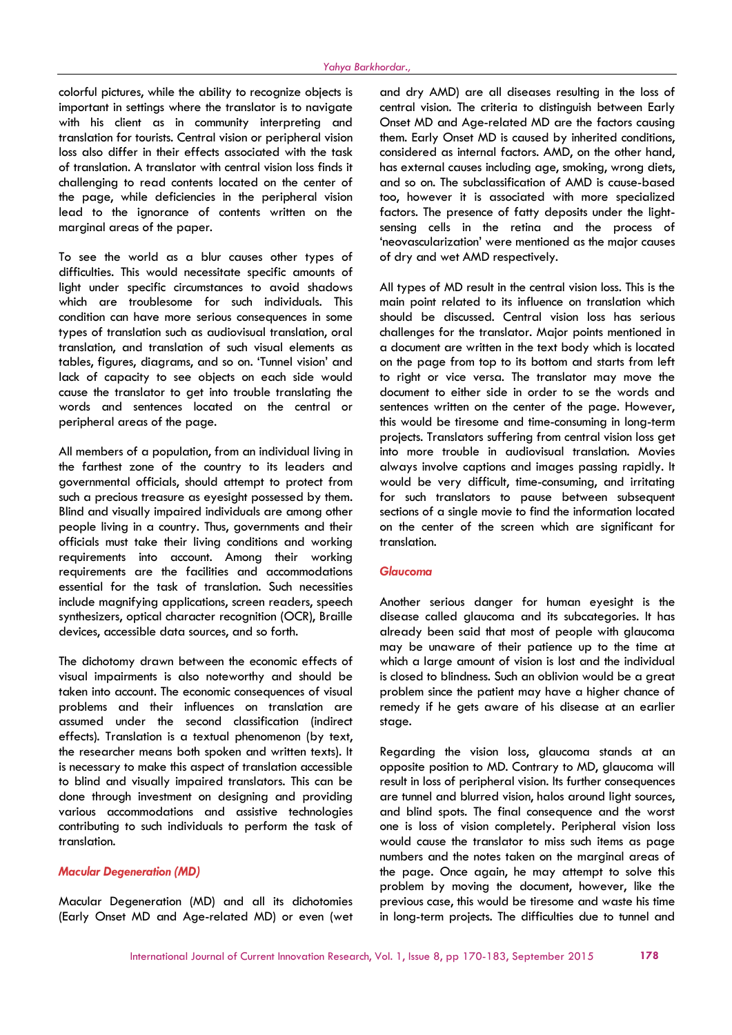colorful pictures, while the ability to recognize objects is important in settings where the translator is to navigate with his client as in community interpreting and translation for tourists. Central vision or peripheral vision loss also differ in their effects associated with the task of translation. A translator with central vision loss finds it challenging to read contents located on the center of the page, while deficiencies in the peripheral vision lead to the ignorance of contents written on the marginal areas of the paper.

To see the world as a blur causes other types of difficulties. This would necessitate specific amounts of light under specific circumstances to avoid shadows which are troublesome for such individuals. This condition can have more serious consequences in some types of translation such as audiovisual translation, oral translation, and translation of such visual elements as tables, figures, diagrams, and so on. 'Tunnel vision' and lack of capacity to see objects on each side would cause the translator to get into trouble translating the words and sentences located on the central or peripheral areas of the page.

All members of a population, from an individual living in the farthest zone of the country to its leaders and governmental officials, should attempt to protect from such a precious treasure as eyesight possessed by them. Blind and visually impaired individuals are among other people living in a country. Thus, governments and their officials must take their living conditions and working requirements into account. Among their working requirements are the facilities and accommodations essential for the task of translation. Such necessities include magnifying applications, screen readers, speech synthesizers, optical character recognition (OCR), Braille devices, accessible data sources, and so forth.

The dichotomy drawn between the economic effects of visual impairments is also noteworthy and should be taken into account. The economic consequences of visual problems and their influences on translation are assumed under the second classification (indirect effects). Translation is a textual phenomenon (by text, the researcher means both spoken and written texts). It is necessary to make this aspect of translation accessible to blind and visually impaired translators. This can be done through investment on designing and providing various accommodations and assistive technologies contributing to such individuals to perform the task of translation.

### *Macular Degeneration (MD)*

Macular Degeneration (MD) and all its dichotomies (Early Onset MD and Age-related MD) or even (wet and dry AMD) are all diseases resulting in the loss of central vision. The criteria to distinguish between Early Onset MD and Age-related MD are the factors causing them. Early Onset MD is caused by inherited conditions, considered as internal factors. AMD, on the other hand, has external causes including age, smoking, wrong diets, and so on. The subclassification of AMD is cause-based too, however it is associated with more specialized factors. The presence of fatty deposits under the light-sensing cells in the retina and the process of 'neovascularization' were mentioned as the major causes of dry and wet AMD respectively.

All types of MD result in the central vision loss. This is the main point related to its influence on translation which should be discussed. Central vision loss has serious challenges for the translator. Major points mentioned in a document are written in the text body which is located on the page from top to its bottom and starts from left to right or vice versa. The translator may move the document to either side in order to se the words and sentences written on the center of the page. However, this would be tiresome and time-consuming in long-term projects. Translators suffering from central vision loss get into more trouble in audiovisual translation. Movies always involve captions and images passing rapidly. It would be very difficult, time-consuming, and irritating for such translators to pause between subsequent sections of a single movie to find the information located on the center of the screen which are significant for translation.

### *Glaucoma*

Another serious danger for human eyesight is the disease called glaucoma and its subcategories. It has already been said that most of people with glaucoma may be unaware of their patience up to the time at which a large amount of vision is lost and the individual is closed to blindness. Such an oblivion would be a great problem since the patient may have a higher chance of remedy if he gets aware of his disease at an earlier stage.

Regarding the vision loss, glaucoma stands at an opposite position to MD. Contrary to MD, glaucoma will result in loss of peripheral vision. Its further consequences are tunnel and blurred vision, halos around light sources, and blind spots. The final consequence and the worst one is loss of vision completely. Peripheral vision loss would cause the translator to miss such items as page numbers and the notes taken on the marginal areas of the page. Once again, he may attempt to solve this problem by moving the document, however, like the previous case, this would be tiresome and waste his time in long-term projects. The difficulties due to tunnel and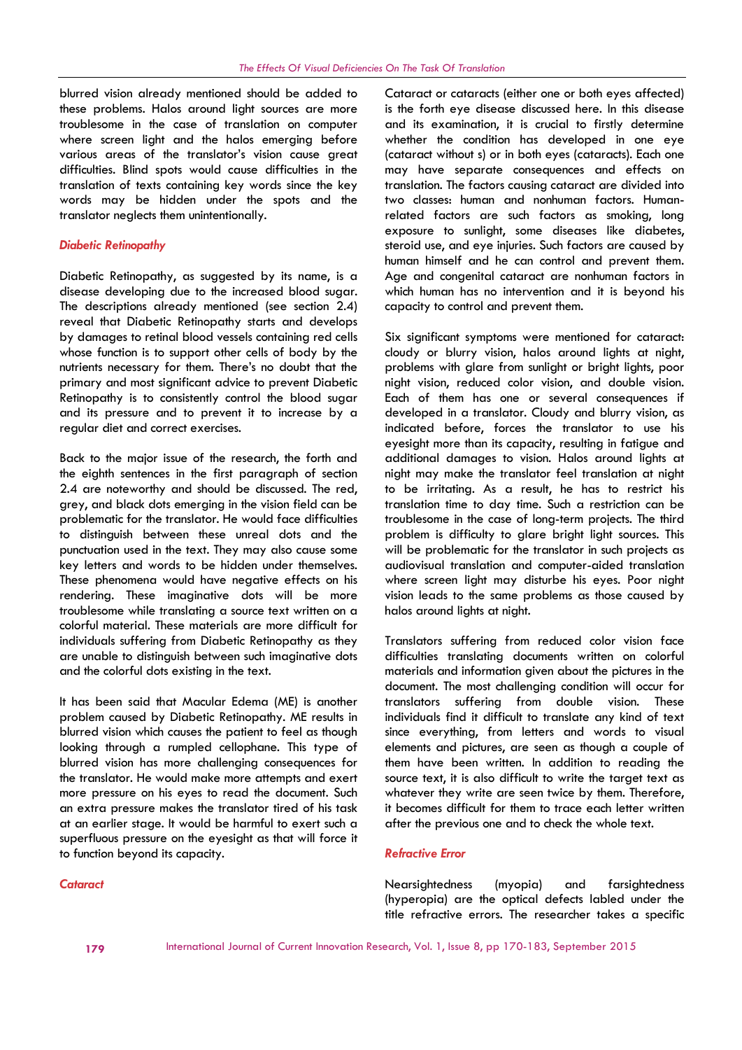blurred vision already mentioned should be added to these problems. Halos around light sources are more troublesome in the case of translation on computer where screen light and the halos emerging before various areas of the translator's vision cause great difficulties. Blind spots would cause difficulties in the translation of texts containing key words since the key words may be hidden under the spots and the translator neglects them unintentionally.

### *Diabetic Retinopathy*

Diabetic Retinopathy, as suggested by its name, is a disease developing due to the increased blood sugar. The descriptions already mentioned (see section 2.4) reveal that Diabetic Retinopathy starts and develops by damages to retinal blood vessels containing red cells whose function is to support other cells of body by the nutrients necessary for them. There's no doubt that the primary and most significant advice to prevent Diabetic Retinopathy is to consistently control the blood sugar and its pressure and to prevent it to increase by a regular diet and correct exercises.

Back to the major issue of the research, the forth and the eighth sentences in the first paragraph of section 2.4 are noteworthy and should be discussed. The red, grey, and black dots emerging in the vision field can be problematic for the translator. He would face difficulties to distinguish between these unreal dots and the punctuation used in the text. They may also cause some key letters and words to be hidden under themselves. These phenomena would have negative effects on his rendering. These imaginative dots will be more troublesome while translating a source text written on a colorful material. These materials are more difficult for individuals suffering from Diabetic Retinopathy as they are unable to distinguish between such imaginative dots and the colorful dots existing in the text.

It has been said that Macular Edema (ME) is another problem caused by Diabetic Retinopathy. ME results in blurred vision which causes the patient to feel as though looking through a rumpled cellophane. This type of blurred vision has more challenging consequences for the translator. He would make more attempts and exert more pressure on his eyes to read the document. Such an extra pressure makes the translator tired of his task at an earlier stage. It would be harmful to exert such a superfluous pressure on the eyesight as that will force it to function beyond its capacity.

### *Cataract*

Cataract or cataracts (either one or both eyes affected) is the forth eye disease discussed here. In this disease and its examination, it is crucial to firstly determine whether the condition has developed in one eye (cataract without s) or in both eyes (cataracts). Each one may have separate consequences and effects on translation. The factors causing cataract are divided into two classes: human and nonhuman factors. Human-related factors are such factors as smoking, long exposure to sunlight, some diseases like diabetes, steroid use, and eye injuries. Such factors are caused by human himself and he can control and prevent them. Age and congenital cataract are nonhuman factors in which human has no intervention and it is beyond his capacity to control and prevent them.

Six significant symptoms were mentioned for cataract: cloudy or blurry vision, halos around lights at night, problems with glare from sunlight or bright lights, poor night vision, reduced color vision, and double vision. Each of them has one or several consequences if developed in a translator. Cloudy and blurry vision, as indicated before, forces the translator to use his eyesight more than its capacity, resulting in fatigue and additional damages to vision. Halos around lights at night may make the translator feel translation at night to be irritating. As a result, he has to restrict his translation time to day time. Such a restriction can be troublesome in the case of long-term projects. The third problem is difficulty to glare bright light sources. This will be problematic for the translator in such projects as audiovisual translation and computer-aided translation where screen light may disturbe his eyes. Poor night vision leads to the same problems as those caused by halos around lights at night.

Translators suffering from reduced color vision face difficulties translating documents written on colorful materials and information given about the pictures in the document. The most challenging condition will occur for translators suffering from double vision. These individuals find it difficult to translate any kind of text since everything, from letters and words to visual elements and pictures, are seen as though a couple of them have been written. In addition to reading the source text, it is also difficult to write the target text as whatever they write are seen twice by them. Therefore, it becomes difficult for them to trace each letter written after the previous one and to check the whole text.

### *Refractive Error*

Nearsightedness (myopia) and farsightedness (hyperopia) are the optical defects labled under the title refractive errors. The researcher takes a specific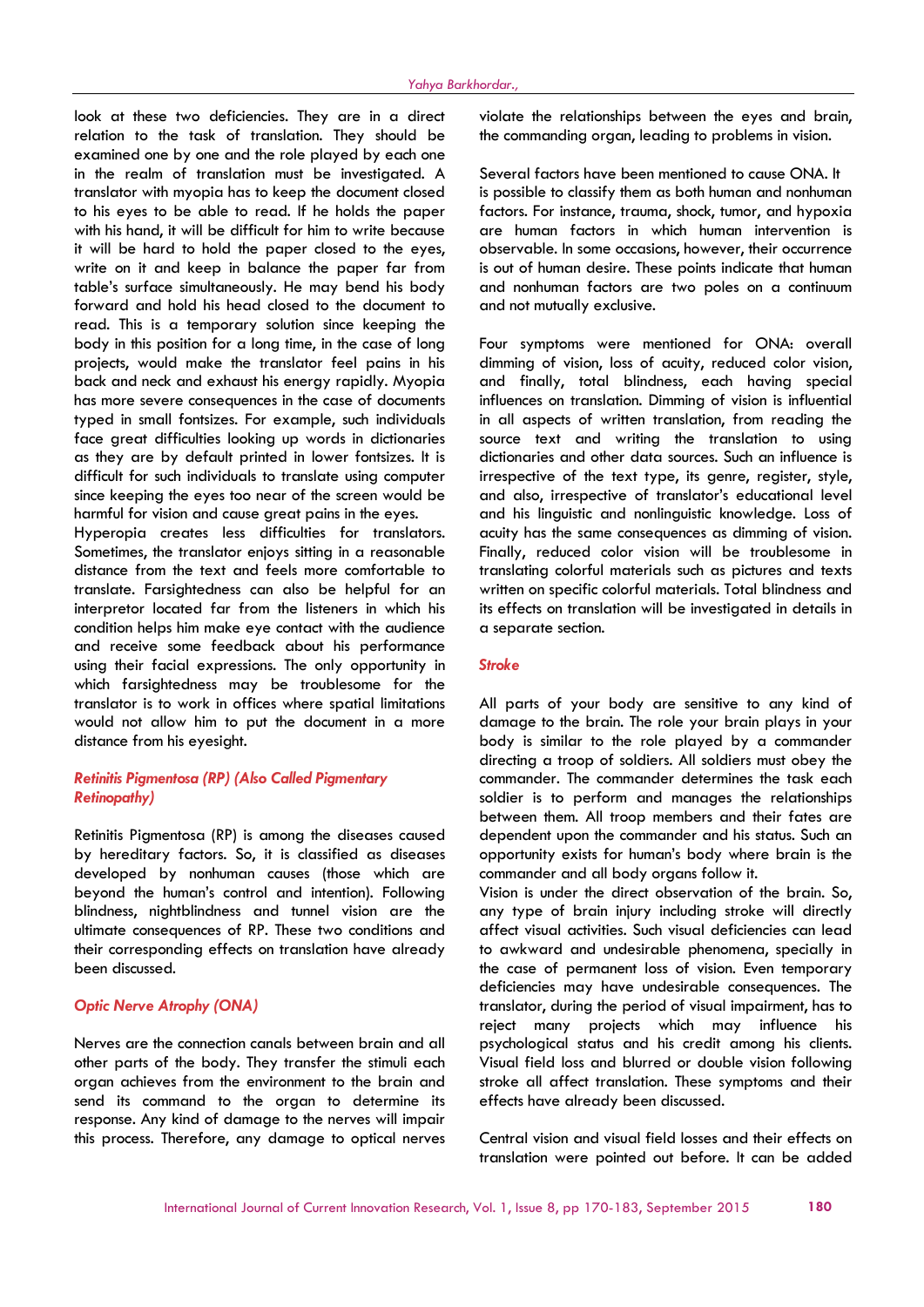look at these two deficiencies. They are in a direct relation to the task of translation. They should be examined one by one and the role played by each one in the realm of translation must be investigated. A translator with myopia has to keep the document closed to his eyes to be able to read. If he holds the paper with his hand, it will be difficult for him to write because it will be hard to hold the paper closed to the eyes, write on it and keep in balance the paper far from table's surface simultaneously. He may bend his body forward and hold his head closed to the document to read. This is a temporary solution since keeping the body in this position for a long time, in the case of long projects, would make the translator feel pains in his back and neck and exhaust his energy rapidly. Myopia has more severe consequences in the case of documents typed in small fontsizes. For example, such individuals face great difficulties looking up words in dictionaries as they are by default printed in lower fontsizes. It is difficult for such individuals to translate using computer since keeping the eyes too near of the screen would be harmful for vision and cause great pains in the eyes.

Hyperopia creates less difficulties for translators. Sometimes, the translator enjoys sitting in a reasonable distance from the text and feels more comfortable to translate. Farsightedness can also be helpful for an interpretor located far from the listeners in which his condition helps him make eye contact with the audience and receive some feedback about his performance using their facial expressions. The only opportunity in which farsightedness may be troublesome for the translator is to work in offices where spatial limitations would not allow him to put the document in a more distance from his eyesight.

### *Retinitis Pigmentosa (RP) (Also Called Pigmentary Retinopathy)*

Retinitis Pigmentosa (RP) is among the diseases caused by hereditary factors. So, it is classified as diseases developed by nonhuman causes (those which are beyond the human's control and intention). Following blindness, nightblindness and tunnel vision are the ultimate consequences of RP. These two conditions and their corresponding effects on translation have already been discussed.

### *Optic Nerve Atrophy (ONA)*

Nerves are the connection canals between brain and all other parts of the body. They transfer the stimuli each organ achieves from the environment to the brain and send its command to the organ to determine its response. Any kind of damage to the nerves will impair this process. Therefore, any damage to optical nerves violate the relationships between the eyes and brain, the commanding organ, leading to problems in vision.

Several factors have been mentioned to cause ONA. It is possible to classify them as both human and nonhuman factors. For instance, trauma, shock, tumor, and hypoxia are human factors in which human intervention is observable. In some occasions, however, their occurrence is out of human desire. These points indicate that human and nonhuman factors are two poles on a continuum and not mutually exclusive.

Four symptoms were mentioned for ONA: overall dimming of vision, loss of acuity, reduced color vision, and finally, total blindness, each having special influences on translation. Dimming of vision is influential in all aspects of written translation, from reading the source text and writing the translation to using dictionaries and other data sources. Such an influence is irrespective of the text type, its genre, register, style, and also, irrespective of translator's educational level and his linguistic and nonlinguistic knowledge. Loss of acuity has the same consequences as dimming of vision. Finally, reduced color vision will be troublesome in translating colorful materials such as pictures and texts written on specific colorful materials. Total blindness and its effects on translation will be investigated in details in a separate section.

### *Stroke*

All parts of your body are sensitive to any kind of damage to the brain. The role your brain plays in your body is similar to the role played by a commander directing a troop of soldiers. All soldiers must obey the commander. The commander determines the task each soldier is to perform and manages the relationships between them. All troop members and their fates are dependent upon the commander and his status. Such an opportunity exists for human's body where brain is the commander and all body organs follow it.

Vision is under the direct observation of the brain. So, any type of brain injury including stroke will directly affect visual activities. Such visual deficiencies can lead to awkward and undesirable phenomena, specially in the case of permanent loss of vision. Even temporary deficiencies may have undesirable consequences. The translator, during the period of visual impairment, has to reject many projects which may influence his psychological status and his credit among his clients. Visual field loss and blurred or double vision following stroke all affect translation. These symptoms and their effects have already been discussed.

Central vision and visual field losses and their effects on translation were pointed out before. It can be added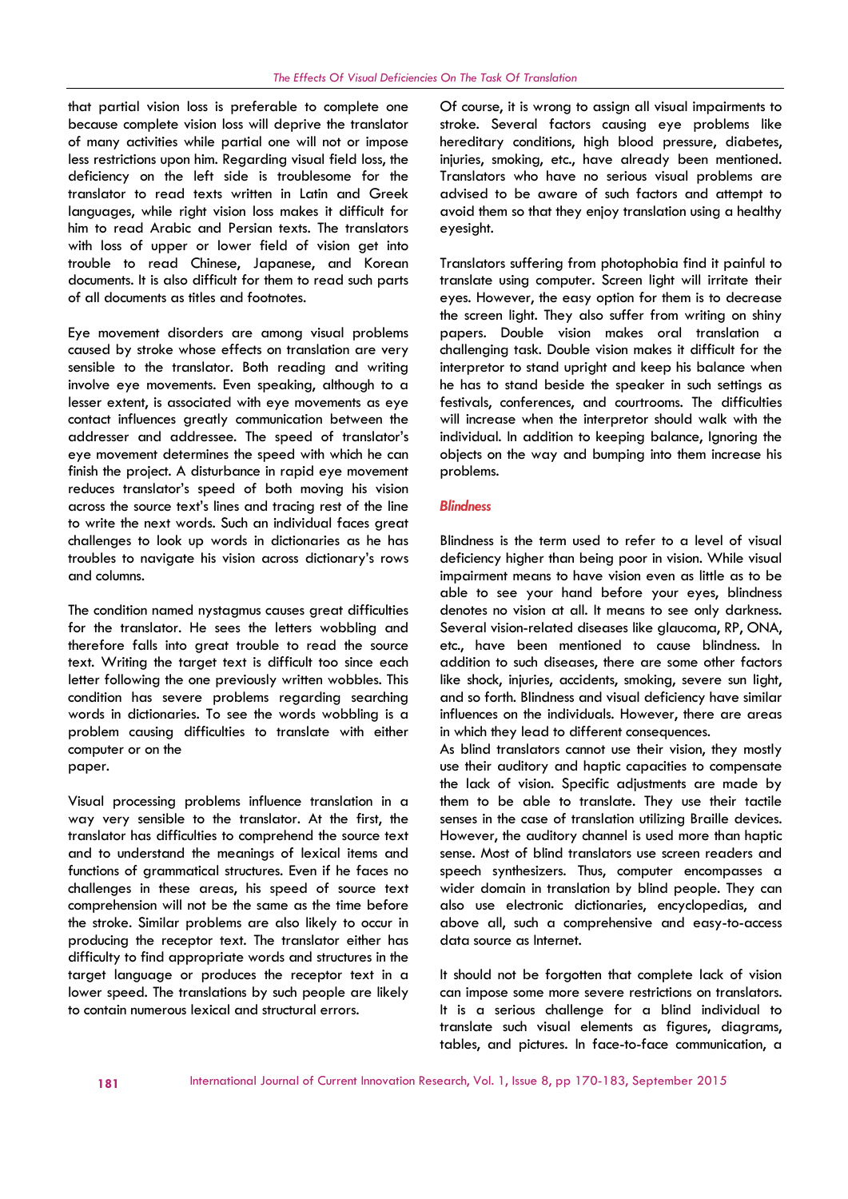that partial vision loss is preferable to complete one because complete vision loss will deprive the translator of many activities while partial one will not or impose less restrictions upon him. Regarding visual field loss, the deficiency on the left side is troublesome for the translator to read texts written in Latin and Greek languages, while right vision loss makes it difficult for him to read Arabic and Persian texts. The translators with loss of upper or lower field of vision get into trouble to read Chinese, Japanese, and Korean documents. It is also difficult for them to read such parts of all documents as titles and footnotes.

Eye movement disorders are among visual problems caused by stroke whose effects on translation are very sensible to the translator. Both reading and writing involve eye movements. Even speaking, although to a lesser extent, is associated with eye movements as eye contact influences greatly communication between the addresser and addressee. The speed of translator's eye movement determines the speed with which he can finish the project. A disturbance in rapid eye movement reduces translator's speed of both moving his vision across the source text's lines and tracing rest of the line to write the next words. Such an individual faces great challenges to look up words in dictionaries as he has troubles to navigate his vision across dictionary's rows and columns.

The condition named nystagmus causes great difficulties for the translator. He sees the letters wobbling and therefore falls into great trouble to read the source text. Writing the target text is difficult too since each letter following the one previously written wobbles. This condition has severe problems regarding searching words in dictionaries. To see the words wobbling is a problem causing difficulties to translate with either computer or on the paper.

Visual processing problems influence translation in a way very sensible to the translator. At the first, the translator has difficulties to comprehend the source text and to understand the meanings of lexical items and functions of grammatical structures. Even if he faces no challenges in these areas, his speed of source text comprehension will not be the same as the time before the stroke. Similar problems are also likely to occur in producing the receptor text. The translator either has difficulty to find appropriate words and structures in the target language or produces the receptor text in a lower speed. The translations by such people are likely to contain numerous lexical and structural errors.

Of course, it is wrong to assign all visual impairments to stroke. Several factors causing eye problems like hereditary conditions, high blood pressure, diabetes, injuries, smoking, etc., have already been mentioned. Translators who have no serious visual problems are advised to be aware of such factors and attempt to avoid them so that they enjoy translation using a healthy eyesight.

Translators suffering from photophobia find it painful to translate using computer. Screen light will irritate their eyes. However, the easy option for them is to decrease the screen light. They also suffer from writing on shiny papers. Double vision makes oral translation a challenging task. Double vision makes it difficult for the interpretor to stand upright and keep his balance when he has to stand beside the speaker in such settings as festivals, conferences, and courtrooms. The difficulties will increase when the interpretor should walk with the individual. In addition to keeping balance, Ignoring the objects on the way and bumping into them increase his problems.

### *Blindness*

Blindness is the term used to refer to a level of visual deficiency higher than being poor in vision. While visual impairment means to have vision even as little as to be able to see your hand before your eyes, blindness denotes no vision at all. It means to see only darkness. Several vision-related diseases like glaucoma, RP, ONA, etc., have been mentioned to cause blindness. In addition to such diseases, there are some other factors like shock, injuries, accidents, smoking, severe sun light, and so forth. Blindness and visual deficiency have similar influences on the individuals. However, there are areas in which they lead to different consequences.

As blind translators cannot use their vision, they mostly use their auditory and haptic capacities to compensate the lack of vision. Specific adjustments are made by them to be able to translate. They use their tactile senses in the case of translation utilizing Braille devices. However, the auditory channel is used more than haptic sense. Most of blind translators use screen readers and speech synthesizers. Thus, computer encompasses a wider domain in translation by blind people. They can also use electronic dictionaries, encyclopedias, and above all, such a comprehensive and easy-to-access data source as Internet.

It should not be forgotten that complete lack of vision can impose some more severe restrictions on translators. It is a serious challenge for a blind individual to translate such visual elements as figures, diagrams, tables, and pictures. In face-to-face communication, a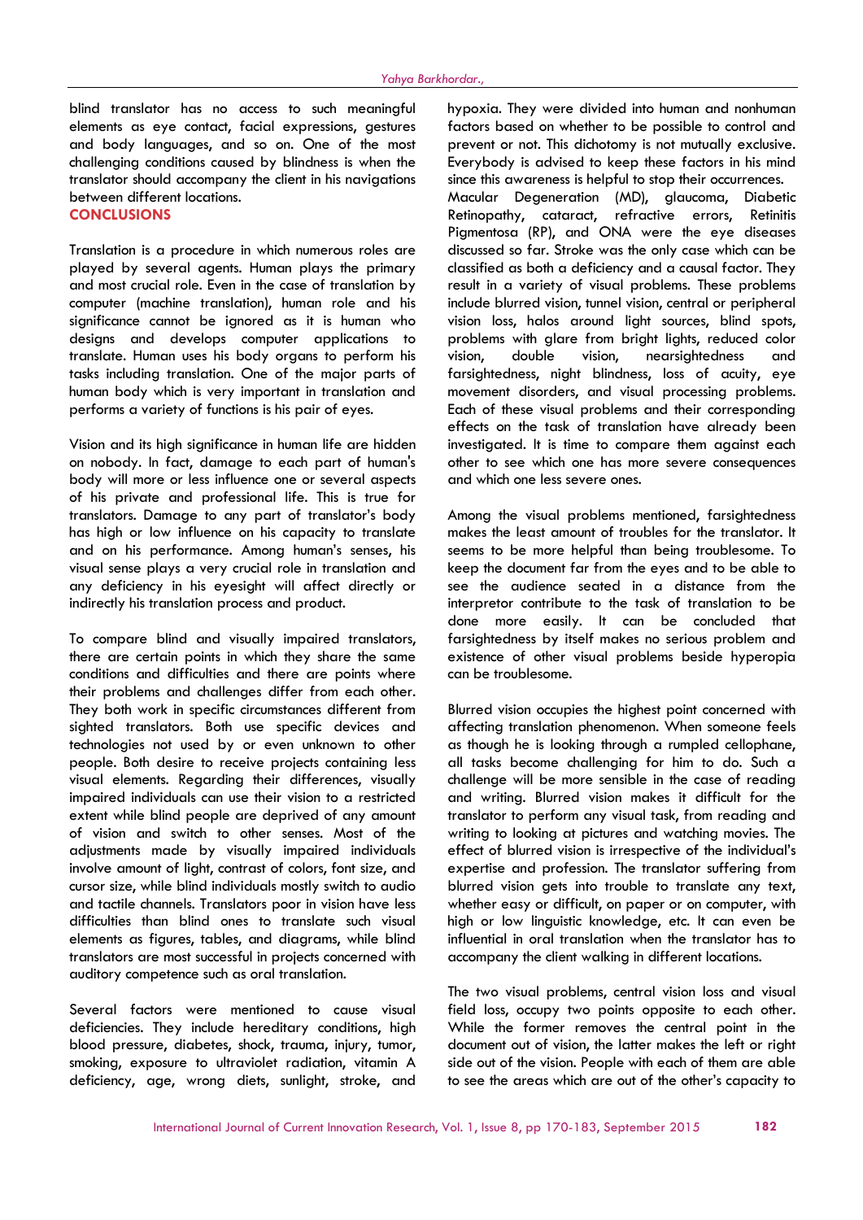blind translator has no access to such meaningful elements as eye contact, facial expressions, gestures and body languages, and so on. One of the most challenging conditions caused by blindness is when the translator should accompany the client in his navigations between different locations.

## CONCLUSIONS

Translation is a procedure in which numerous roles are played by several agents. Human plays the primary and most crucial role. Even in the case of translation by computer (machine translation), human role and his significance cannot be ignored as it is human who designs and develops computer applications to translate. Human uses his body organs to perform his tasks including translation. One of the major parts of human body which is very important in translation and performs a variety of functions is his pair of eyes.

Vision and its high significance in human life are hidden on nobody. In fact, damage to each part of human's body will more or less influence one or several aspects of his private and professional life. This is true for translators. Damage to any part of translator's body has high or low influence on his capacity to translate and on his performance. Among human's senses, his visual sense plays a very crucial role in translation and any deficiency in his eyesight will affect directly or indirectly his translation process and product.

To compare blind and visually impaired translators, there are certain points in which they share the same conditions and difficulties and there are points where their problems and challenges differ from each other. They both work in specific circumstances different from sighted translators. Both use specific devices and technologies not used by or even unknown to other people. Both desire to receive projects containing less visual elements. Regarding their differences, visually impaired individuals can use their vision to a restricted extent while blind people are deprived of any amount of vision and switch to other senses. Most of the adjustments made by visually impaired individuals involve amount of light, contrast of colors, font size, and cursor size, while blind individuals mostly switch to audio and tactile channels. Translators poor in vision have less difficulties than blind ones to translate such visual elements as figures, tables, and diagrams, while blind translators are most successful in projects concerned with auditory competence such as oral translation.

Several factors were mentioned to cause visual deficiencies. They include hereditary conditions, high blood pressure, diabetes, shock, trauma, injury, tumor, smoking, exposure to ultraviolet radiation, vitamin A deficiency, age, wrong diets, sunlight, stroke, and hypoxia. They were divided into human and nonhuman factors based on whether to be possible to control and prevent or not. This dichotomy is not mutually exclusive. Everybody is advised to keep these factors in his mind since this awareness is helpful to stop their occurrences.

Macular Degeneration (MD), glaucoma, Diabetic Retinopathy, cataract, refractive errors, Retinitis Pigmentosa (RP), and ONA were the eye diseases discussed so far. Stroke was the only case which can be classified as both a deficiency and a causal factor. They result in a variety of visual problems. These problems include blurred vision, tunnel vision, central or peripheral vision loss, halos around light sources, blind spots, problems with glare from bright lights, reduced color vision, double vision, nearsightedness and farsightedness, night blindness, loss of acuity, eye movement disorders, and visual processing problems. Each of these visual problems and their corresponding effects on the task of translation have already been investigated. It is time to compare them against each other to see which one has more severe consequences and which one less severe ones.

Among the visual problems mentioned, farsightedness makes the least amount of troubles for the translator. It seems to be more helpful than being troublesome. To keep the document far from the eyes and to be able to see the audience seated in a distance from the interpretor contribute to the task of translation to be done more easily. It can be concluded that farsightedness by itself makes no serious problem and existence of other visual problems beside hyperopia can be troublesome.

Blurred vision occupies the highest point concerned with affecting translation phenomenon. When someone feels as though he is looking through a rumpled cellophane, all tasks become challenging for him to do. Such a challenge will be more sensible in the case of reading and writing. Blurred vision makes it difficult for the translator to perform any visual task, from reading and writing to looking at pictures and watching movies. The effect of blurred vision is irrespective of the individual's expertise and profession. The translator suffering from blurred vision gets into trouble to translate any text, whether easy or difficult, on paper or on computer, with high or low linguistic knowledge, etc. It can even be influential in oral translation when the translator has to accompany the client walking in different locations.

The two visual problems, central vision loss and visual field loss, occupy two points opposite to each other. While the former removes the central point in the document out of vision, the latter makes the left or right side out of the vision. People with each of them are able to see the areas which are out of the other's capacity to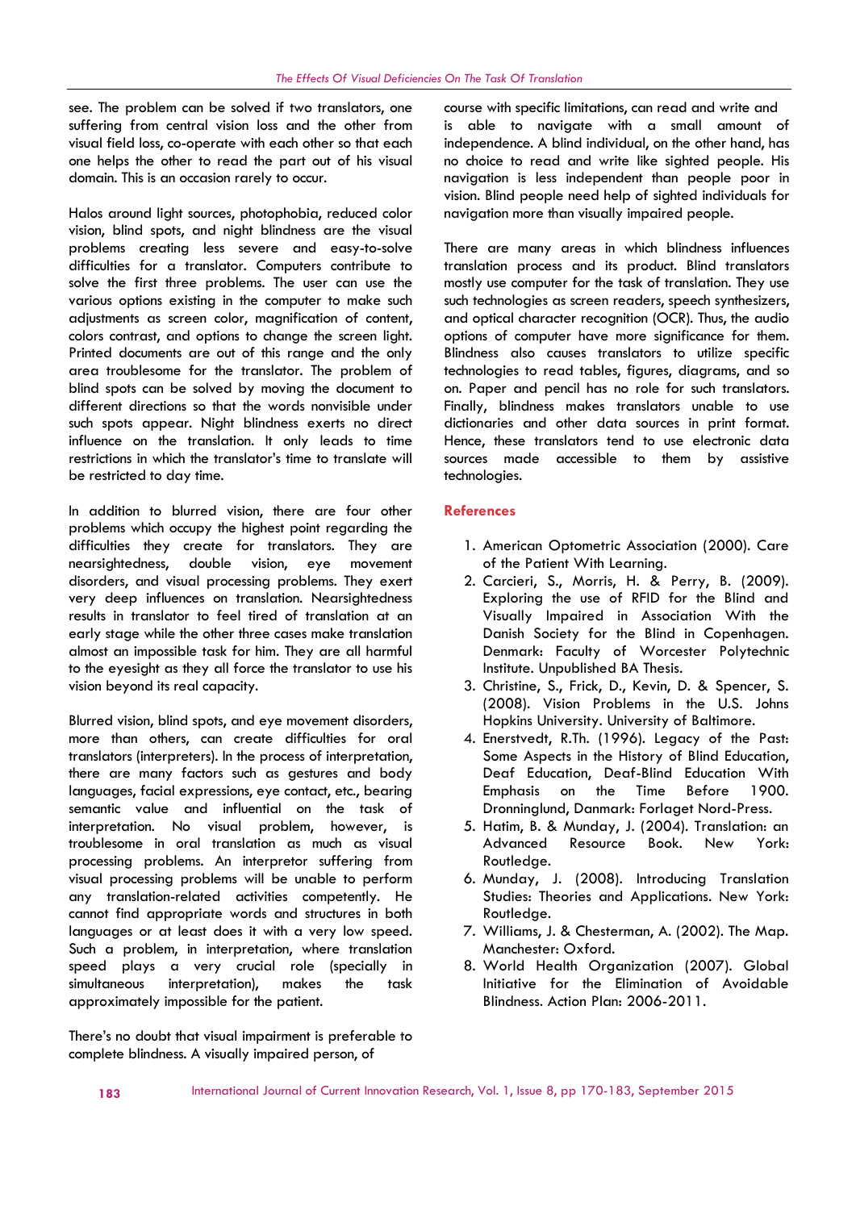see. The problem can be solved if two translators, one suffering from central vision loss and the other from visual field loss, co-operate with each other so that each one helps the other to read the part out of his visual domain. This is an occasion rarely to occur.

Halos around light sources, photophobia, reduced color vision, blind spots, and night blindness are the visual problems creating less severe and easy-to-solve difficulties for a translator. Computers contribute to solve the first three problems. The user can use the various options existing in the computer to make such adjustments as screen color, magnification of content, colors contrast, and options to change the screen light. Printed documents are out of this range and the only area troublesome for the translator. The problem of blind spots can be solved by moving the document to different directions so that the words nonvisible under such spots appear. Night blindness exerts no direct influence on the translation. It only leads to time restrictions in which the translator's time to translate will be restricted to day time.

In addition to blurred vision, there are four other problems which occupy the highest point regarding the difficulties they create for translators. They are nearsightedness, double vision, eye movement disorders, and visual processing problems. They exert very deep influences on translation. Nearsightedness results in translator to feel tired of translation at an early stage while the other three cases make translation almost an impossible task for him. They are all harmful to the eyesight as they all force the translator to use his vision beyond its real capacity.

Blurred vision, blind spots, and eye movement disorders, more than others, can create difficulties for oral translators (interpreters). In the process of interpretation, there are many factors such as gestures and body languages, facial expressions, eye contact, etc., bearing semantic value and influential on the task of interpretation. No visual problem, however, is troublesome in oral translation as much as visual processing problems. An interpretor suffering from visual processing problems will be unable to perform any translation-related activities competently. He cannot find appropriate words and structures in both languages or at least does it with a very low speed. Such a problem, in interpretation, where translation speed plays a very crucial role (specially in simultaneous interpretation), makes the task approximately impossible for the patient.

There's no doubt that visual impairment is preferable to complete blindness. A visually impaired person, of course with specific limitations, can read and write and is able to navigate with a small amount of independence. A blind individual, on the other hand, has no choice to read and write like sighted people. His navigation is less independent than people poor in vision. Blind people need help of sighted individuals for navigation more than visually impaired people.

There are many areas in which blindness influences translation process and its product. Blind translators mostly use computer for the task of translation. They use such technologies as screen readers, speech synthesizers, and optical character recognition (OCR). Thus, the audio options of computer have more significance for them. Blindness also causes translators to utilize specific technologies to read tables, figures, diagrams, and so on. Paper and pencil has no role for such translators. Finally, blindness makes translators unable to use dictionaries and other data sources in print format. Hence, these translators tend to use electronic data sources made accessible to them by assistive technologies.

## References

1. American Optometric Association (2000). Care of the Patient With Learning.
2. Carcieri, S., Morris, H. & Perry, B. (2009). Exploring the use of RFID for the Blind and Visually Impaired in Association With the Danish Society for the Blind in Copenhagen. Denmark: Faculty of Worcester Polytechnic Institute. Unpublished BA Thesis.
3. Christine, S., Frick, D., Kevin, D. & Spencer, S. (2008). Vision Problems in the U.S. Johns Hopkins University. University of Baltimore.
4. Enerstvedt, R.Th. (1996). Legacy of the Past: Some Aspects in the History of Blind Education, Deaf Education, Deaf-Blind Education With Emphasis on the Time Before 1900. Dronninglund, Danmark: Forlaget Nord-Press.
5. Hatim, B. & Munday, J. (2004). Translation: an Advanced Resource Book. New York: Routledge.
6. Munday, J. (2008). Introducing Translation Studies: Theories and Applications. New York: Routledge.
7. Williams, J. & Chesterman, A. (2002). The Map. Manchester: Oxford.
8. World Health Organization (2007). Global Initiative for the Elimination of Avoidable Blindness. Action Plan: 2006-2011.